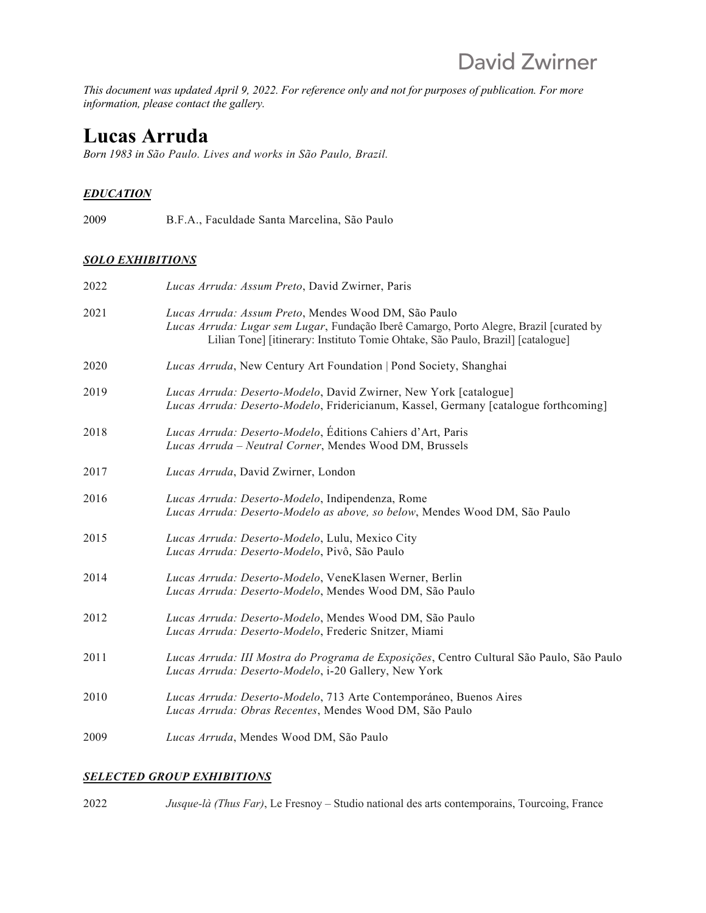David Zwirner

*This document was updated April 9, 2022. For reference only and not for purposes of publication. For more information, please contact the gallery.*

# Lucas Arruda

*Born 1983 in São Paulo. Lives and works in São Paulo, Brazil.*

## ***EDUCATION***

2009 B.F.A., Faculdade Santa Marcelina, São Paulo

## ***SOLO EXHIBITIONS***

2022 *Lucas Arruda: Assum Preto*, David Zwirner, Paris

2021 *Lucas Arruda: Assum Preto*, Mendes Wood DM, São Paulo
*Lucas Arruda: Lugar sem Lugar*, Fundação Iberê Camargo, Porto Alegre, Brazil [curated by Lilian Tone] [itinerary: Instituto Tomie Ohtake, São Paulo, Brazil] [catalogue]

2020 *Lucas Arruda*, New Century Art Foundation | Pond Society, Shanghai

2019 *Lucas Arruda: Deserto-Modelo*, David Zwirner, New York [catalogue]
*Lucas Arruda: Deserto-Modelo*, Fridericianum, Kassel, Germany [catalogue forthcoming]

2018 *Lucas Arruda: Deserto-Modelo*, Éditions Cahiers d'Art, Paris
*Lucas Arruda – Neutral Corner*, Mendes Wood DM, Brussels

2017 *Lucas Arruda*, David Zwirner, London

2016 *Lucas Arruda: Deserto-Modelo*, Indipendenza, Rome
*Lucas Arruda: Deserto-Modelo as above, so below*, Mendes Wood DM, São Paulo

2015 *Lucas Arruda: Deserto-Modelo*, Lulu, Mexico City
*Lucas Arruda: Deserto-Modelo*, Pivô, São Paulo

2014 *Lucas Arruda: Deserto-Modelo*, VeneKlasen Werner, Berlin
*Lucas Arruda: Deserto-Modelo*, Mendes Wood DM, São Paulo

2012 *Lucas Arruda: Deserto-Modelo*, Mendes Wood DM, São Paulo
*Lucas Arruda: Deserto-Modelo*, Frederic Snitzer, Miami

2011 *Lucas Arruda: III Mostra do Programa de Exposições*, Centro Cultural São Paulo, São Paulo
*Lucas Arruda: Deserto-Modelo*, i-20 Gallery, New York

2010 *Lucas Arruda: Deserto-Modelo*, 713 Arte Contemporáneo, Buenos Aires
*Lucas Arruda: Obras Recentes*, Mendes Wood DM, São Paulo

2009 *Lucas Arruda*, Mendes Wood DM, São Paulo

## ***SELECTED GROUP EXHIBITIONS***

2022 *Jusque-là (Thus Far)*, Le Fresnoy – Studio national des arts contemporains, Tourcoing, France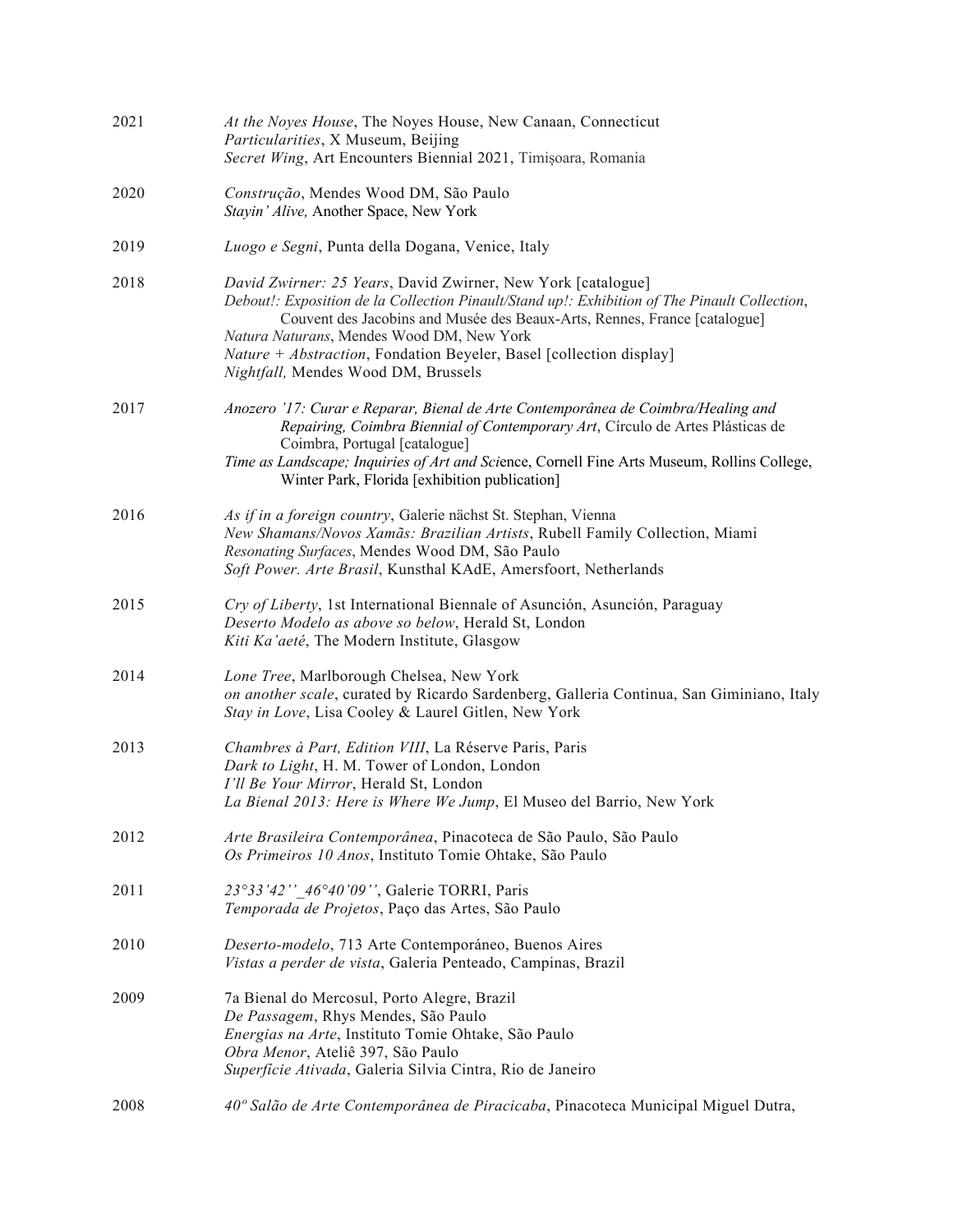2021 *At the Noyes House*, The Noyes House, New Canaan, Connecticut
*Particularities*, X Museum, Beijing
*Secret Wing*, Art Encounters Biennial 2021, Timișoara, Romania

2020 *Construção*, Mendes Wood DM, São Paulo
*Stayin' Alive,* Another Space, New York

2019 *Luogo e Segni*, Punta della Dogana, Venice, Italy

2018 *David Zwirner: 25 Years*, David Zwirner, New York [catalogue]
*Debout!: Exposition de la Collection Pinault/Stand up!: Exhibition of The Pinault Collection*, Couvent des Jacobins and Musée des Beaux-Arts, Rennes, France [catalogue]
*Natura Naturans*, Mendes Wood DM, New York
*Nature + Abstraction*, Fondation Beyeler, Basel [collection display]
*Nightfall,* Mendes Wood DM, Brussels

2017 *Anozero '17: Curar e Reparar, Bienal de Arte Contemporânea de Coimbra/Healing and Repairing, Coimbra Biennial of Contemporary Art,* Círculo de Artes Plásticas de Coimbra, Portugal [catalogue]
*Time as Landscape; Inquiries of Art and Sci*ence, Cornell Fine Arts Museum, Rollins College, Winter Park, Florida [exhibition publication]

2016 *As if in a foreign country*, Galerie nächst St. Stephan, Vienna
*New Shamans/Novos Xamãs: Brazilian Artists*, Rubell Family Collection, Miami
*Resonating Surfaces*, Mendes Wood DM, São Paulo
*Soft Power. Arte Brasil*, Kunsthal KAdE, Amersfoort, Netherlands

2015 *Cry of Liberty*, 1st International Biennale of Asunción, Asunción, Paraguay
*Deserto Modelo as above so below*, Herald St, London
*Kiti Ka'aeté*, The Modern Institute, Glasgow

2014 *Lone Tree*, Marlborough Chelsea, New York
*on another scale*, curated by Ricardo Sardenberg, Galleria Continua, San Giminiano, Italy
*Stay in Love*, Lisa Cooley & Laurel Gitlen, New York

2013 *Chambres à Part, Edition VIII*, La Réserve Paris, Paris
*Dark to Light*, H. M. Tower of London, London
*I'll Be Your Mirror*, Herald St, London
*La Bienal 2013: Here is Where We Jump*, El Museo del Barrio, New York

2012 *Arte Brasileira Contemporânea*, Pinacoteca de São Paulo, São Paulo
*Os Primeiros 10 Anos*, Instituto Tomie Ohtake, São Paulo

2011 *23°33'42''_46°40'09''*, Galerie TORRI, Paris
*Temporada de Projetos*, Paço das Artes, São Paulo

2010 *Deserto-modelo*, 713 Arte Contemporáneo, Buenos Aires
*Vistas a perder de vista*, Galeria Penteado, Campinas, Brazil

2009 7a Bienal do Mercosul, Porto Alegre, Brazil
*De Passagem*, Rhys Mendes, São Paulo
*Energias na Arte*, Instituto Tomie Ohtake, São Paulo
*Obra Menor*, Ateliê 397, São Paulo
*Superfície Ativada*, Galeria Silvia Cintra, Rio de Janeiro

2008 *40º Salão de Arte Contemporânea de Piracicaba*, Pinacoteca Municipal Miguel Dutra,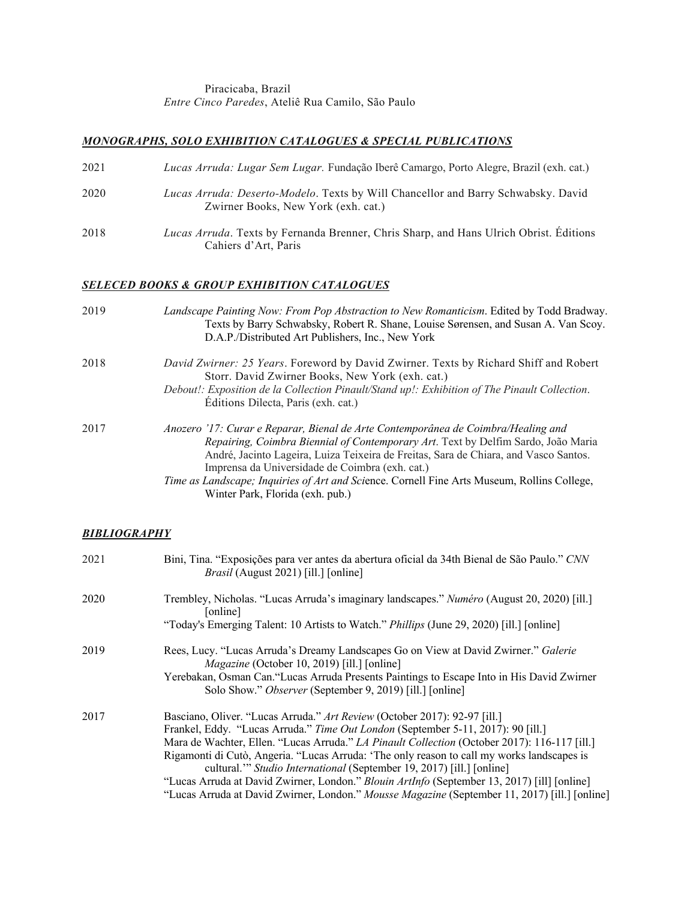Piracicaba, Brazil
*Entre Cinco Paredes*, Ateliê Rua Camilo, São Paulo

## ***MONOGRAPHS, SOLO EXHIBITION CATALOGUES & SPECIAL PUBLICATIONS***

2021 *Lucas Arruda: Lugar Sem Lugar.* Fundação Iberê Camargo, Porto Alegre, Brazil (exh. cat.)

2020 *Lucas Arruda: Deserto-Modelo*. Texts by Will Chancellor and Barry Schwabsky. David Zwirner Books, New York (exh. cat.)

2018 *Lucas Arruda*. Texts by Fernanda Brenner, Chris Sharp, and Hans Ulrich Obrist. Éditions Cahiers d'Art, Paris

## ***SELECED BOOKS & GROUP EXHIBITION CATALOGUES***

2019 *Landscape Painting Now: From Pop Abstraction to New Romanticism*. Edited by Todd Bradway. Texts by Barry Schwabsky, Robert R. Shane, Louise Sørensen, and Susan A. Van Scoy. D.A.P./Distributed Art Publishers, Inc., New York

2018 *David Zwirner: 25 Years*. Foreword by David Zwirner. Texts by Richard Shiff and Robert Storr. David Zwirner Books, New York (exh. cat.)
*Debout!: Exposition de la Collection Pinault/Stand up!: Exhibition of The Pinault Collection*. Éditions Dilecta, Paris (exh. cat.)

2017 *Anozero '17: Curar e Reparar, Bienal de Arte Contemporânea de Coimbra/Healing and Repairing, Coimbra Biennial of Contemporary Art*. Text by Delfim Sardo, João Maria André, Jacinto Lageira, Luiza Teixeira de Freitas, Sara de Chiara, and Vasco Santos. Imprensa da Universidade de Coimbra (exh. cat.)
*Time as Landscape; Inquiries of Art and Sci*ence. Cornell Fine Arts Museum, Rollins College, Winter Park, Florida (exh. pub.)

## ***BIBLIOGRAPHY***

2021 Bini, Tina. "Exposições para ver antes da abertura oficial da 34th Bienal de São Paulo." *CNN Brasil* (August 2021) [ill.] [online]

2020 Trembley, Nicholas. "Lucas Arruda's imaginary landscapes." *Numéro* (August 20, 2020) [ill.] [online]
"Today's Emerging Talent: 10 Artists to Watch." *Phillips* (June 29, 2020) [ill.] [online]

2019 Rees, Lucy. "Lucas Arruda's Dreamy Landscapes Go on View at David Zwirner." *Galerie Magazine* (October 10, 2019) [ill.] [online]
Yerebakan, Osman Can."Lucas Arruda Presents Paintings to Escape Into in His David Zwirner Solo Show." *Observer* (September 9, 2019) [ill.] [online]

2017 Basciano, Oliver. "Lucas Arruda." *Art Review* (October 2017): 92-97 [ill.]
Frankel, Eddy. "Lucas Arruda." *Time Out London* (September 5-11, 2017): 90 [ill.]
Mara de Wachter, Ellen. "Lucas Arruda." *LA Pinault Collection* (October 2017): 116-117 [ill.]
Rigamonti di Cutò, Angeria. "Lucas Arruda: 'The only reason to call my works landscapes is cultural.'" *Studio International* (September 19, 2017) [ill.] [online]
"Lucas Arruda at David Zwirner, London." *Blouin ArtInfo* (September 13, 2017) [ill] [online]
"Lucas Arruda at David Zwirner, London." *Mousse Magazine* (September 11, 2017) [ill.] [online]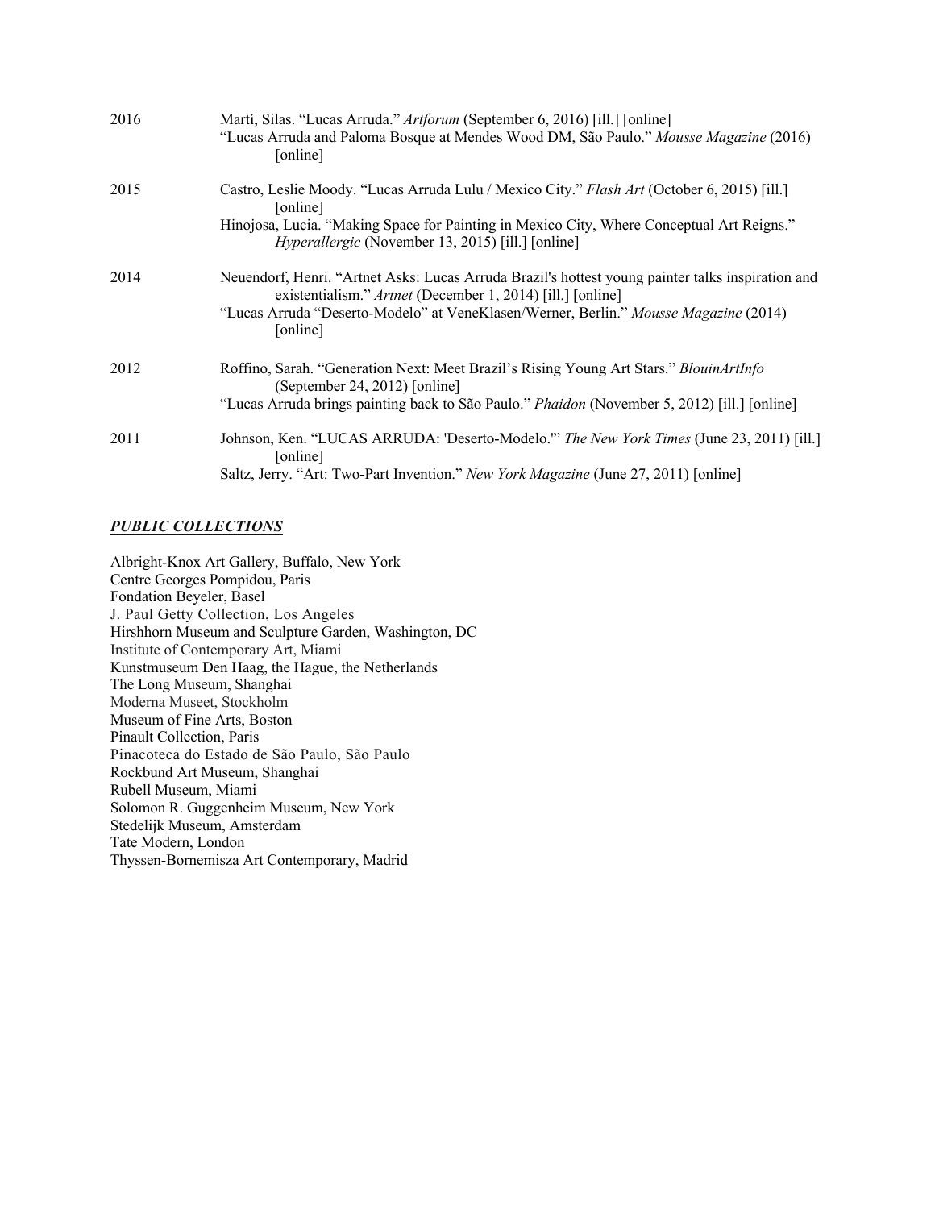2016 Martí, Silas. "Lucas Arruda." *Artforum* (September 6, 2016) [ill.] [online]
"Lucas Arruda and Paloma Bosque at Mendes Wood DM, São Paulo." *Mousse Magazine* (2016) [online]

2015 Castro, Leslie Moody. "Lucas Arruda Lulu / Mexico City." *Flash Art* (October 6, 2015) [ill.] [online]
Hinojosa, Lucia. "Making Space for Painting in Mexico City, Where Conceptual Art Reigns." *Hyperallergic* (November 13, 2015) [ill.] [online]

2014 Neuendorf, Henri. "Artnet Asks: Lucas Arruda Brazil's hottest young painter talks inspiration and existentialism." *Artnet* (December 1, 2014) [ill.] [online]
"Lucas Arruda "Deserto-Modelo" at VeneKlasen/Werner, Berlin." *Mousse Magazine* (2014) [online]

2012 Roffino, Sarah. "Generation Next: Meet Brazil's Rising Young Art Stars." *BlouinArtInfo* (September 24, 2012) [online]
"Lucas Arruda brings painting back to São Paulo." *Phaidon* (November 5, 2012) [ill.] [online]

2011 Johnson, Ken. "LUCAS ARRUDA: 'Deserto-Modelo.'" *The New York Times* (June 23, 2011) [ill.] [online]
Saltz, Jerry. "Art: Two-Part Invention." *New York Magazine* (June 27, 2011) [online]

## ***PUBLIC COLLECTIONS***

Albright-Knox Art Gallery, Buffalo, New York
Centre Georges Pompidou, Paris
Fondation Beyeler, Basel
J. Paul Getty Collection, Los Angeles
Hirshhorn Museum and Sculpture Garden, Washington, DC
Institute of Contemporary Art, Miami
Kunstmuseum Den Haag, the Hague, the Netherlands
The Long Museum, Shanghai
Moderna Museet, Stockholm
Museum of Fine Arts, Boston
Pinault Collection, Paris
Pinacoteca do Estado de São Paulo, São Paulo
Rockbund Art Museum, Shanghai
Rubell Museum, Miami
Solomon R. Guggenheim Museum, New York
Stedelijk Museum, Amsterdam
Tate Modern, London
Thyssen-Bornemisza Art Contemporary, Madrid